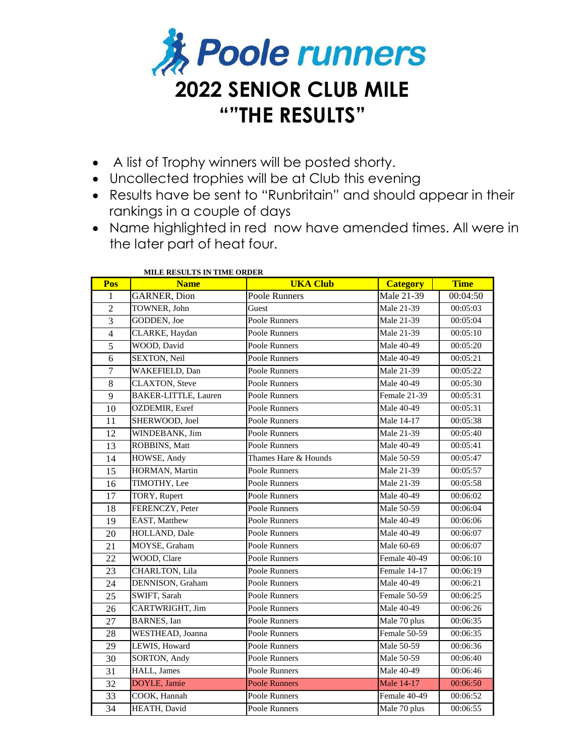# Poole runners

# 2022 SENIOR CLUB MILE

# “”THE RESULTS”

- A list of Trophy winners will be posted shorty.
- Uncollected trophies will be at Club this evening
- Results have be sent to “Runbritain” and should appear in their rankings in a couple of days
- Name highlighted in red now have amended times. All were in the later part of heat four.

**MILE RESULTS IN TIME ORDER**

| Pos | Name | UKA Club | Category | Time |
|---|---|---|---|---|
| 1 | GARNER, Dion | Poole Runners | Male 21-39 | 00:04:50 |
| 2 | TOWNER, John | Guest | Male 21-39 | 00:05:03 |
| 3 | GODDEN, Joe | Poole Runners | Male 21-39 | 00:05:04 |
| 4 | CLARKE, Haydan | Poole Runners | Male 21-39 | 00:05:10 |
| 5 | WOOD, David | Poole Runners | Male 40-49 | 00:05:20 |
| 6 | SEXTON, Neil | Poole Runners | Male 40-49 | 00:05:21 |
| 7 | WAKEFIELD, Dan | Poole Runners | Male 21-39 | 00:05:22 |
| 8 | CLAXTON, Steve | Poole Runners | Male 40-49 | 00:05:30 |
| 9 | BAKER-LITTLE, Lauren | Poole Runners | Female 21-39 | 00:05:31 |
| 10 | OZDEMIR, Esref | Poole Runners | Male 40-49 | 00:05:31 |
| 11 | SHERWOOD, Joel | Poole Runners | Male 14-17 | 00:05:38 |
| 12 | WINDEBANK, Jim | Poole Runners | Male 21-39 | 00:05:40 |
| 13 | ROBBINS, Matt | Poole Runners | Male 40-49 | 00:05:41 |
| 14 | HOWSE, Andy | Thames Hare & Hounds | Male 50-59 | 00:05:47 |
| 15 | HORMAN, Martin | Poole Runners | Male 21-39 | 00:05:57 |
| 16 | TIMOTHY, Lee | Poole Runners | Male 21-39 | 00:05:58 |
| 17 | TORY, Rupert | Poole Runners | Male 40-49 | 00:06:02 |
| 18 | FERENCZY, Peter | Poole Runners | Male 50-59 | 00:06:04 |
| 19 | EAST, Matthew | Poole Runners | Male 40-49 | 00:06:06 |
| 20 | HOLLAND, Dale | Poole Runners | Male 40-49 | 00:06:07 |
| 21 | MOYSE, Graham | Poole Runners | Male 60-69 | 00:06:07 |
| 22 | WOOD, Clare | Poole Runners | Female 40-49 | 00:06:10 |
| 23 | CHARLTON, Lila | Poole Runners | Female 14-17 | 00:06:19 |
| 24 | DENNISON, Graham | Poole Runners | Male 40-49 | 00:06:21 |
| 25 | SWIFT, Sarah | Poole Runners | Female 50-59 | 00:06:25 |
| 26 | CARTWRIGHT, Jim | Poole Runners | Male 40-49 | 00:06:26 |
| 27 | BARNES, Ian | Poole Runners | Male 70 plus | 00:06:35 |
| 28 | WESTHEAD, Joanna | Poole Runners | Female 50-59 | 00:06:35 |
| 29 | LEWIS, Howard | Poole Runners | Male 50-59 | 00:06:36 |
| 30 | SORTON, Andy | Poole Runners | Male 50-59 | 00:06:40 |
| 31 | HALL, James | Poole Runners | Male 40-49 | 00:06:46 |
| 32 | DOYLE, Jamie | Poole Runners | Male 14-17 | 00:06:50 |
| 33 | COOK, Hannah | Poole Runners | Female 40-49 | 00:06:52 |
| 34 | HEATH, David | Poole Runners | Male 70 plus | 00:06:55 |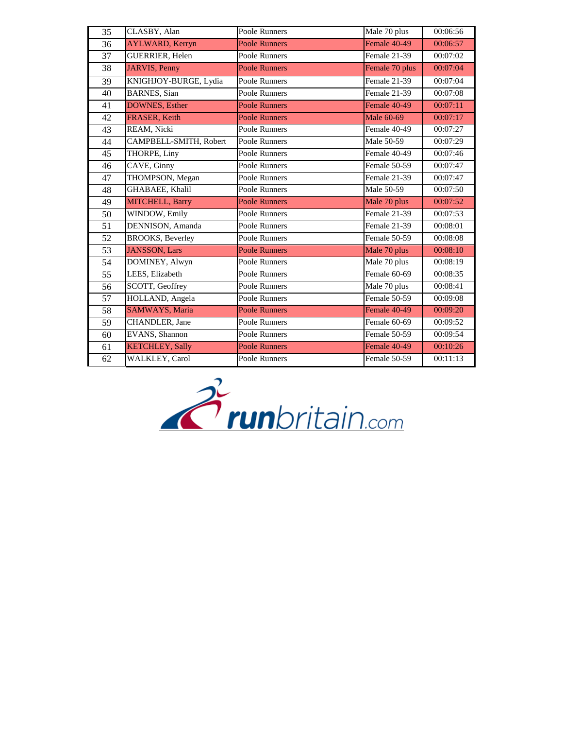| | | | | |
|---|---|---|---|---|
| 35 | CLASBY, Alan | Poole Runners | Male 70 plus | 00:06:56 |
| 36 | AYLWARD, Kerryn | Poole Runners | Female 40-49 | 00:06:57 |
| 37 | GUERRIER, Helen | Poole Runners | Female 21-39 | 00:07:02 |
| 38 | JARVIS, Penny | Poole Runners | Female 70 plus | 00:07:04 |
| 39 | KNIGHJOY-BURGE, Lydia | Poole Runners | Female 21-39 | 00:07:04 |
| 40 | BARNES, Sian | Poole Runners | Female 21-39 | 00:07:08 |
| 41 | DOWNES, Esther | Poole Runners | Female 40-49 | 00:07:11 |
| 42 | FRASER, Keith | Poole Runners | Male 60-69 | 00:07:17 |
| 43 | REAM, Nicki | Poole Runners | Female 40-49 | 00:07:27 |
| 44 | CAMPBELL-SMITH, Robert | Poole Runners | Male 50-59 | 00:07:29 |
| 45 | THORPE, Liny | Poole Runners | Female 40-49 | 00:07:46 |
| 46 | CAVE, Ginny | Poole Runners | Female 50-59 | 00:07:47 |
| 47 | THOMPSON, Megan | Poole Runners | Female 21-39 | 00:07:47 |
| 48 | GHABAEE, Khalil | Poole Runners | Male 50-59 | 00:07:50 |
| 49 | MITCHELL, Barry | Poole Runners | Male 70 plus | 00:07:52 |
| 50 | WINDOW, Emily | Poole Runners | Female 21-39 | 00:07:53 |
| 51 | DENNISON, Amanda | Poole Runners | Female 21-39 | 00:08:01 |
| 52 | BROOKS, Beverley | Poole Runners | Female 50-59 | 00:08:08 |
| 53 | JANSSON, Lars | Poole Runners | Male 70 plus | 00:08:10 |
| 54 | DOMINEY, Alwyn | Poole Runners | Male 70 plus | 00:08:19 |
| 55 | LEES, Elizabeth | Poole Runners | Female 60-69 | 00:08:35 |
| 56 | SCOTT, Geoffrey | Poole Runners | Male 70 plus | 00:08:41 |
| 57 | HOLLAND, Angela | Poole Runners | Female 50-59 | 00:09:08 |
| 58 | SAMWAYS, Maria | Poole Runners | Female 40-49 | 00:09:20 |
| 59 | CHANDLER, Jane | Poole Runners | Female 60-69 | 00:09:52 |
| 60 | EVANS, Shannon | Poole Runners | Female 50-59 | 00:09:54 |
| 61 | KETCHLEY, Sally | Poole Runners | Female 40-49 | 00:10:26 |
| 62 | WALKLEY, Carol | Poole Runners | Female 50-59 | 00:11:13 |

runbritain.com